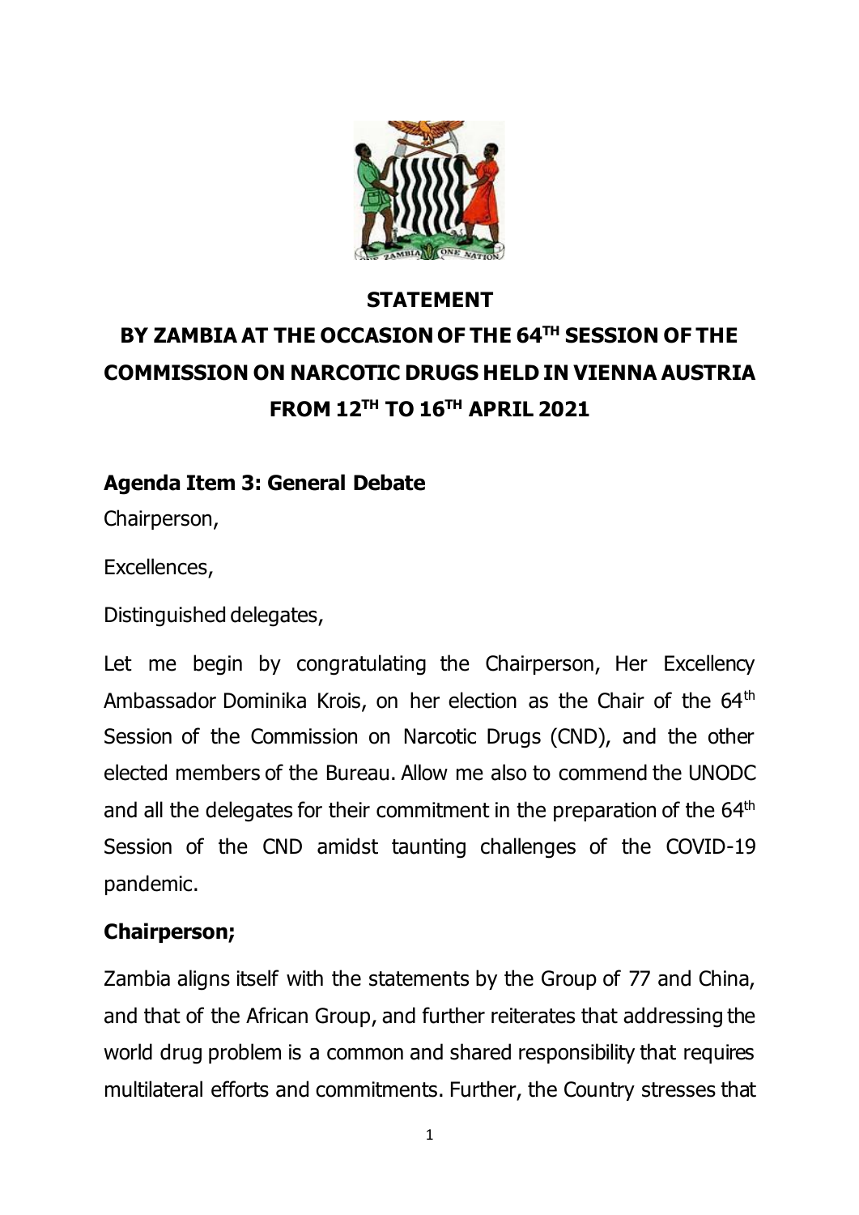**STATEMENT**

**BY ZAMBIA AT THE OCCASION OF THE 64TH SESSION OF THE COMMISSION ON NARCOTIC DRUGS HELD IN VIENNA AUSTRIA FROM 12TH TO 16TH APRIL 2021**

**Agenda Item 3: General Debate**

Chairperson,

Excellences,

Distinguished delegates,

Let me begin by congratulating the Chairperson, Her Excellency Ambassador Dominika Krois, on her election as the Chair of the 64th Session of the Commission on Narcotic Drugs (CND), and the other elected members of the Bureau. Allow me also to commend the UNODC and all the delegates for their commitment in the preparation of the 64th Session of the CND amidst taunting challenges of the COVID-19 pandemic.

**Chairperson;**

Zambia aligns itself with the statements by the Group of 77 and China, and that of the African Group, and further reiterates that addressing the world drug problem is a common and shared responsibility that requires multilateral efforts and commitments. Further, the Country stresses that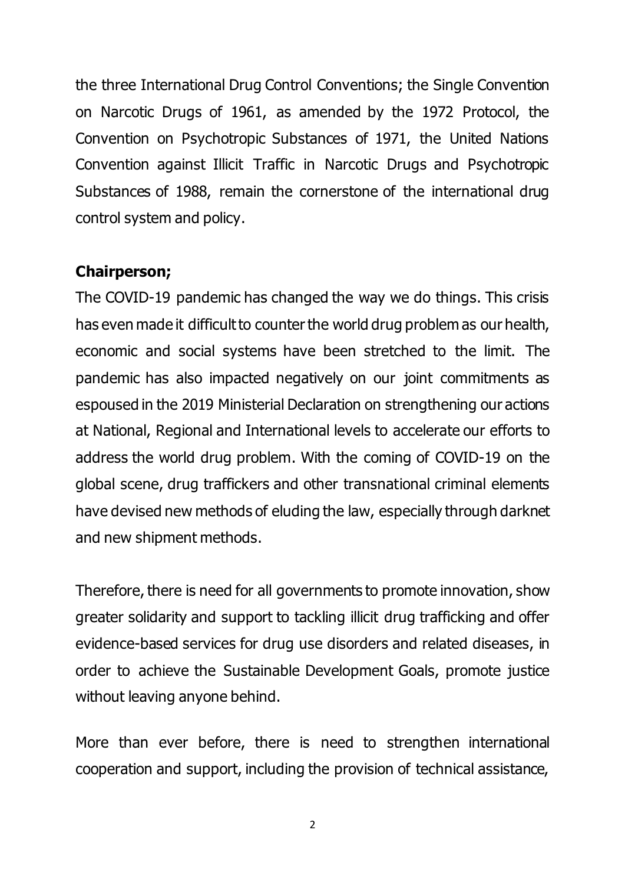the three International Drug Control Conventions; the Single Convention on Narcotic Drugs of 1961, as amended by the 1972 Protocol, the Convention on Psychotropic Substances of 1971, the United Nations Convention against Illicit Traffic in Narcotic Drugs and Psychotropic Substances of 1988, remain the cornerstone of the international drug control system and policy.

**Chairperson;**

The COVID-19 pandemic has changed the way we do things. This crisis has even made it difficult to counter the world drug problem as our health, economic and social systems have been stretched to the limit. The pandemic has also impacted negatively on our joint commitments as espoused in the 2019 Ministerial Declaration on strengthening our actions at National, Regional and International levels to accelerate our efforts to address the world drug problem. With the coming of COVID-19 on the global scene, drug traffickers and other transnational criminal elements have devised new methods of eluding the law, especially through darknet and new shipment methods.

Therefore, there is need for all governments to promote innovation, show greater solidarity and support to tackling illicit drug trafficking and offer evidence-based services for drug use disorders and related diseases, in order to achieve the Sustainable Development Goals, promote justice without leaving anyone behind.

More than ever before, there is need to strengthen international cooperation and support, including the provision of technical assistance,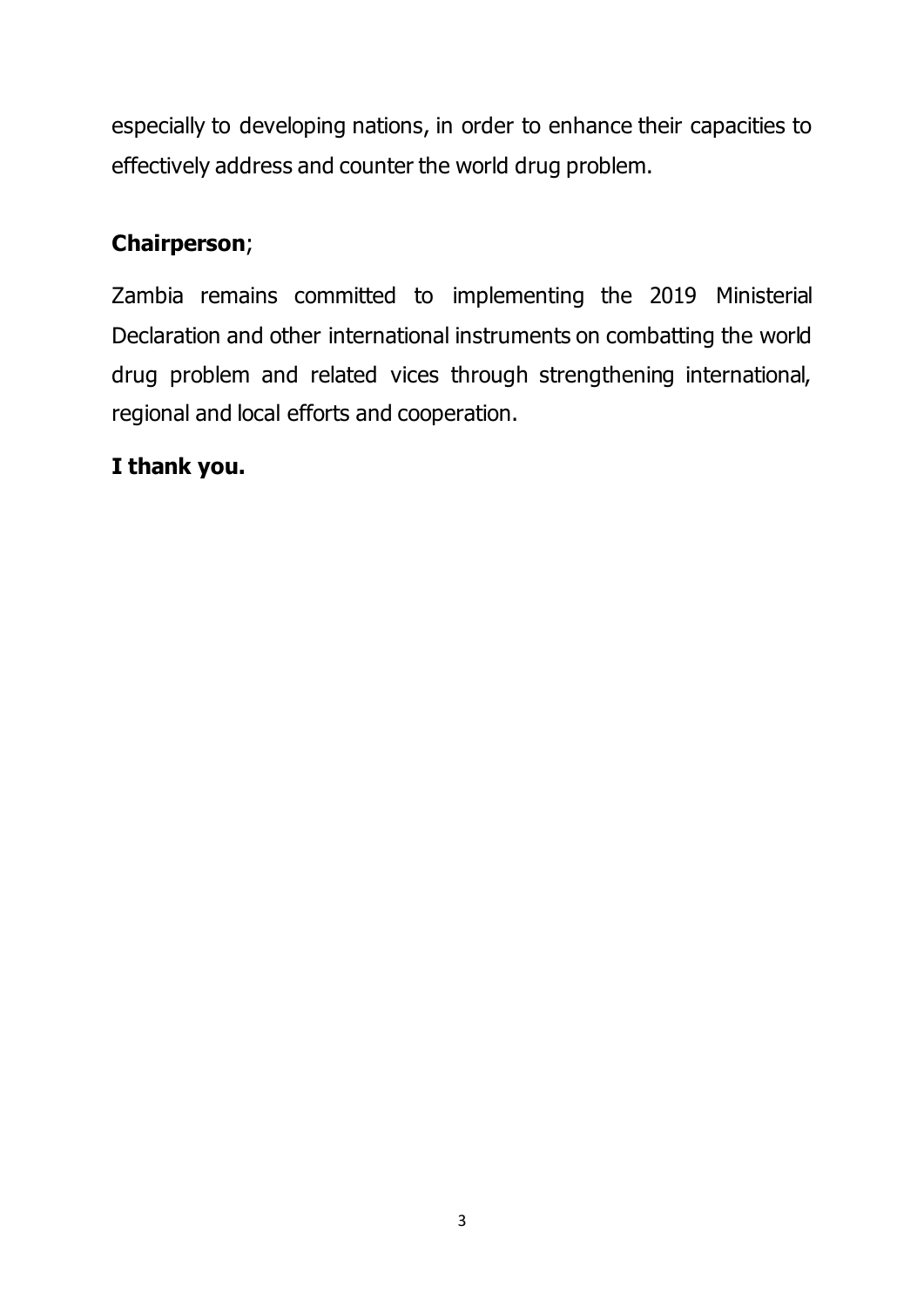especially to developing nations, in order to enhance their capacities to effectively address and counter the world drug problem.

**Chairperson**;

Zambia remains committed to implementing the 2019 Ministerial Declaration and other international instruments on combatting the world drug problem and related vices through strengthening international, regional and local efforts and cooperation.

**I thank you.**